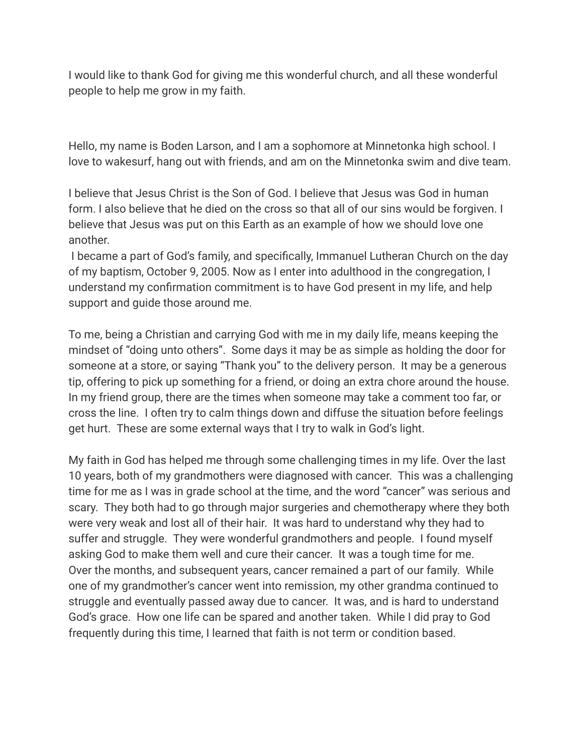I would like to thank God for giving me this wonderful church, and all these wonderful people to help me grow in my faith.

Hello, my name is Boden Larson, and I am a sophomore at Minnetonka high school. I love to wakesurf, hang out with friends, and am on the Minnetonka swim and dive team.

I believe that Jesus Christ is the Son of God. I believe that Jesus was God in human form. I also believe that he died on the cross so that all of our sins would be forgiven. I believe that Jesus was put on this Earth as an example of how we should love one another.
I became a part of God's family, and specifically, Immanuel Lutheran Church on the day of my baptism, October 9, 2005. Now as I enter into adulthood in the congregation, I understand my confirmation commitment is to have God present in my life, and help support and guide those around me.

To me, being a Christian and carrying God with me in my daily life, means keeping the mindset of "doing unto others". Some days it may be as simple as holding the door for someone at a store, or saying "Thank you" to the delivery person. It may be a generous tip, offering to pick up something for a friend, or doing an extra chore around the house. In my friend group, there are the times when someone may take a comment too far, or cross the line. I often try to calm things down and diffuse the situation before feelings get hurt. These are some external ways that I try to walk in God's light.

My faith in God has helped me through some challenging times in my life. Over the last 10 years, both of my grandmothers were diagnosed with cancer. This was a challenging time for me as I was in grade school at the time, and the word "cancer" was serious and scary. They both had to go through major surgeries and chemotherapy where they both were very weak and lost all of their hair. It was hard to understand why they had to suffer and struggle. They were wonderful grandmothers and people. I found myself asking God to make them well and cure their cancer. It was a tough time for me.
Over the months, and subsequent years, cancer remained a part of our family. While one of my grandmother's cancer went into remission, my other grandma continued to struggle and eventually passed away due to cancer. It was, and is hard to understand God's grace. How one life can be spared and another taken. While I did pray to God frequently during this time, I learned that faith is not term or condition based.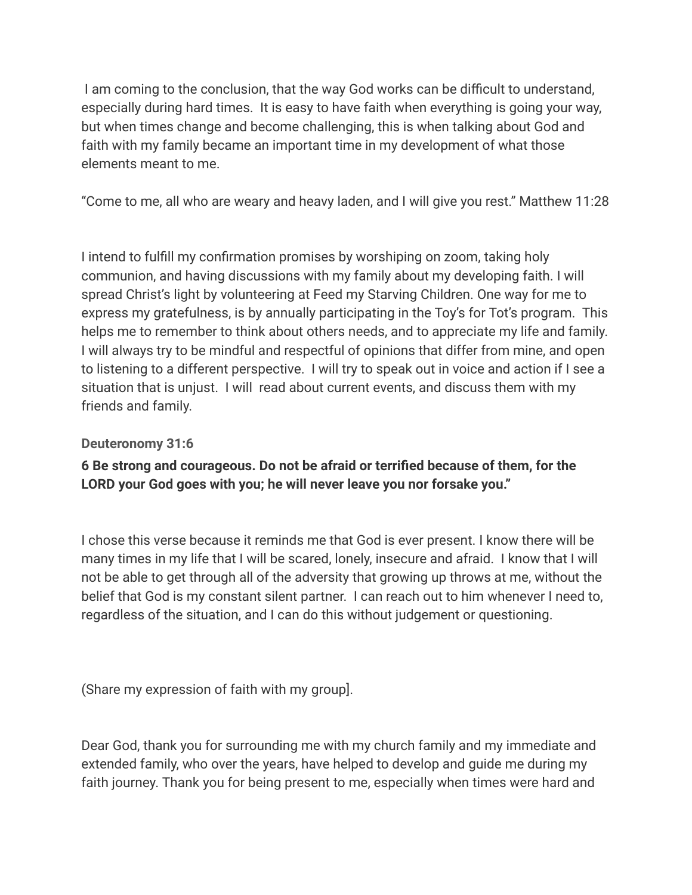I am coming to the conclusion, that the way God works can be difficult to understand, especially during hard times.  It is easy to have faith when everything is going your way, but when times change and become challenging, this is when talking about God and faith with my family became an important time in my development of what those elements meant to me.

“Come to me, all who are weary and heavy laden, and I will give you rest.” Matthew 11:28

I intend to fulfill my confirmation promises by worshiping on zoom, taking holy communion, and having discussions with my family about my developing faith. I will spread Christ’s light by volunteering at Feed my Starving Children. One way for me to express my gratefulness, is by annually participating in the Toy’s for Tot’s program.  This helps me to remember to think about others needs, and to appreciate my life and family.  I will always try to be mindful and respectful of opinions that differ from mine, and open to listening to a different perspective.  I will try to speak out in voice and action if I see a situation that is unjust.  I will  read about current events, and discuss them with my friends and family.

**Deuteronomy 31:6**

**6 Be strong and courageous. Do not be afraid or terrified because of them, for the LORD your God goes with you; he will never leave you nor forsake you.”**

I chose this verse because it reminds me that God is ever present. I know there will be many times in my life that I will be scared, lonely, insecure and afraid.  I know that I will not be able to get through all of the adversity that growing up throws at me, without the belief that God is my constant silent partner.  I can reach out to him whenever I need to, regardless of the situation, and I can do this without judgement or questioning.

(Share my expression of faith with my group].

Dear God, thank you for surrounding me with my church family and my immediate and extended family, who over the years, have helped to develop and guide me during my faith journey. Thank you for being present to me, especially when times were hard and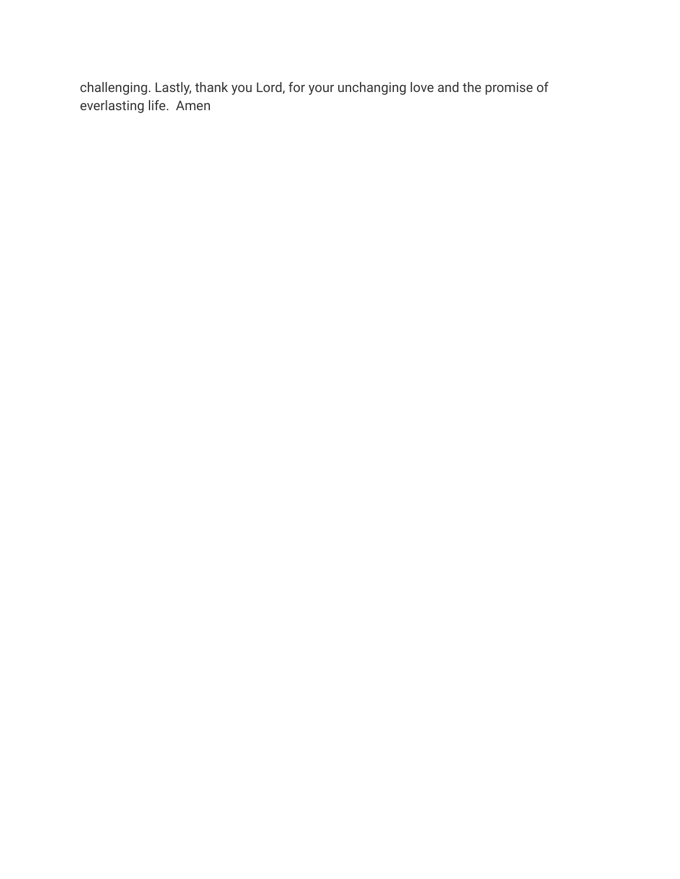challenging. Lastly, thank you Lord, for your unchanging love and the promise of everlasting life.  Amen